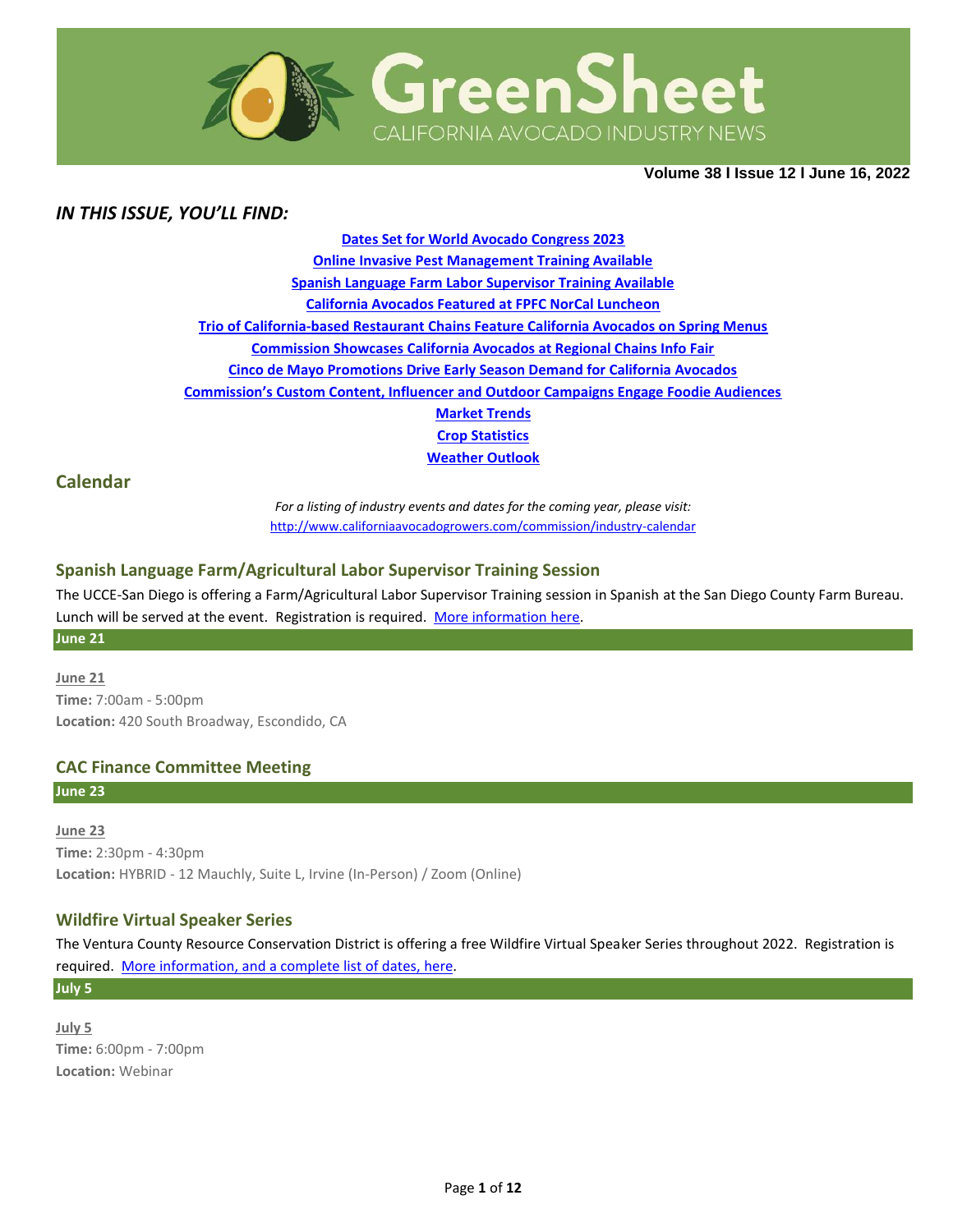# GreenSheet

CALIFORNIA AVOCADO INDUSTRY NEWS

**Volume 38 l Issue 12 l June 16, 2022**

## *IN THIS ISSUE, YOU'LL FIND:*

**Dates Set for World Avocado Congress 2023**

**Online Invasive Pest Management Training Available**

**Spanish Language Farm Labor Supervisor Training Available**

**California Avocados Featured at FPFC NorCal Luncheon**

**Trio of California-based Restaurant Chains Feature California Avocados on Spring Menus**

**Commission Showcases California Avocados at Regional Chains Info Fair**

**Cinco de Mayo Promotions Drive Early Season Demand for California Avocados**

**Commission's Custom Content, Influencer and Outdoor Campaigns Engage Foodie Audiences**

**Market Trends**

**Crop Statistics**

**Weather Outlook**

## Calendar

*For a listing of industry events and dates for the coming year, please visit:*
http://www.californiaavocadogrowers.com/commission/industry-calendar

### Spanish Language Farm/Agricultural Labor Supervisor Training Session

The UCCE-San Diego is offering a Farm/Agricultural Labor Supervisor Training session in Spanish at the San Diego County Farm Bureau. Lunch will be served at the event. Registration is required. More information here.

**June 21**

June 21
**Time:** 7:00am - 5:00pm
**Location:** 420 South Broadway, Escondido, CA

### CAC Finance Committee Meeting

**June 23**

June 23
**Time:** 2:30pm - 4:30pm
**Location:** HYBRID - 12 Mauchly, Suite L, Irvine (In-Person) / Zoom (Online)

### Wildfire Virtual Speaker Series

The Ventura County Resource Conservation District is offering a free Wildfire Virtual Speaker Series throughout 2022. Registration is required. More information, and a complete list of dates, here.

**July 5**

July 5
**Time:** 6:00pm - 7:00pm
**Location:** Webinar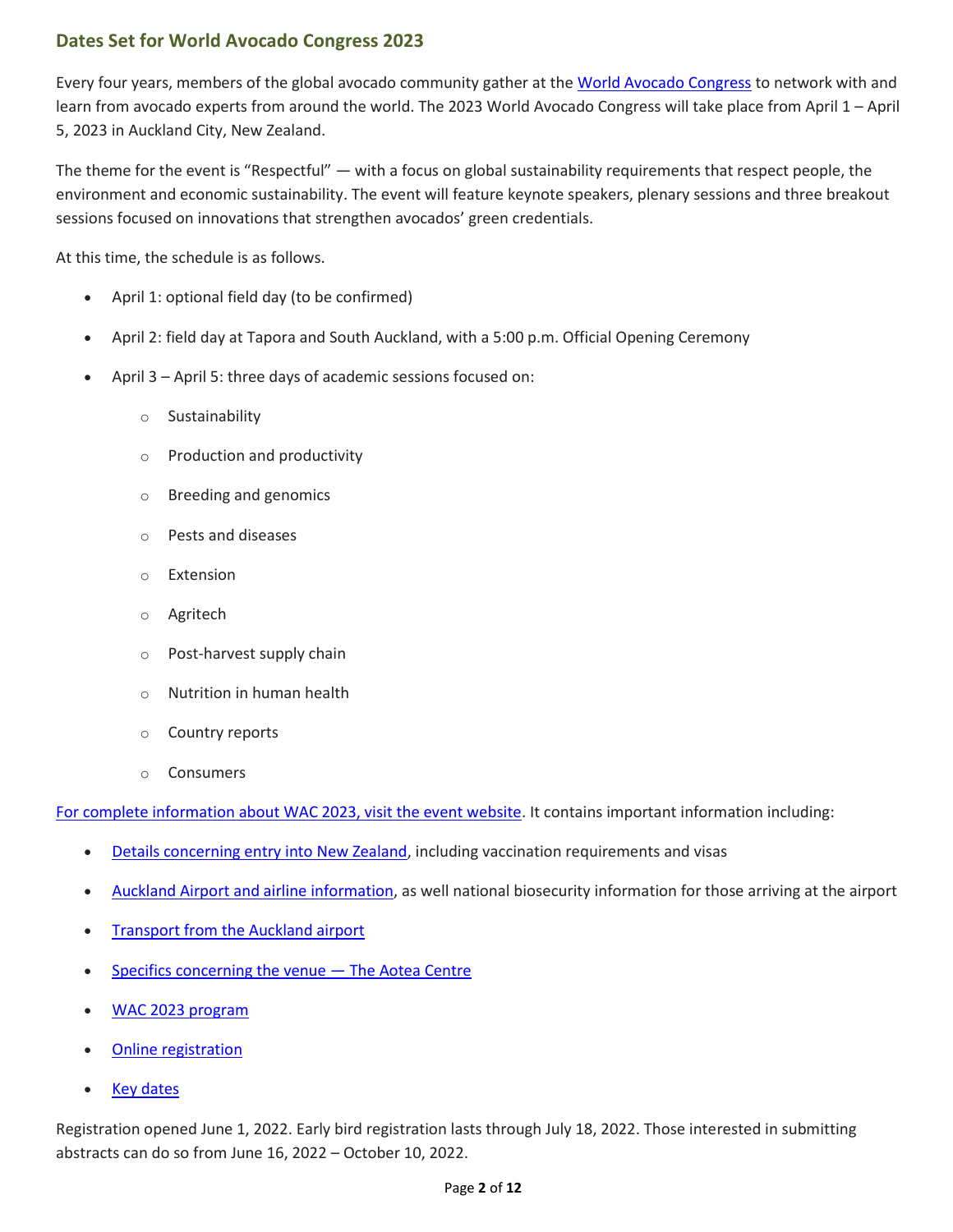## Dates Set for World Avocado Congress 2023

Every four years, members of the global avocado community gather at the World Avocado Congress to network with and learn from avocado experts from around the world. The 2023 World Avocado Congress will take place from April 1 – April 5, 2023 in Auckland City, New Zealand.

The theme for the event is "Respectful" — with a focus on global sustainability requirements that respect people, the environment and economic sustainability. The event will feature keynote speakers, plenary sessions and three breakout sessions focused on innovations that strengthen avocados' green credentials.

At this time, the schedule is as follows.

- April 1: optional field day (to be confirmed)
- April 2: field day at Tapora and South Auckland, with a 5:00 p.m. Official Opening Ceremony
- April 3 – April 5: three days of academic sessions focused on:
  - Sustainability
  - Production and productivity
  - Breeding and genomics
  - Pests and diseases
  - Extension
  - Agritech
  - Post-harvest supply chain
  - Nutrition in human health
  - Country reports
  - Consumers

For complete information about WAC 2023, visit the event website. It contains important information including:

- Details concerning entry into New Zealand, including vaccination requirements and visas
- Auckland Airport and airline information, as well national biosecurity information for those arriving at the airport
- Transport from the Auckland airport
- Specifics concerning the venue — The Aotea Centre
- WAC 2023 program
- Online registration
- Key dates

Registration opened June 1, 2022. Early bird registration lasts through July 18, 2022. Those interested in submitting abstracts can do so from June 16, 2022 – October 10, 2022.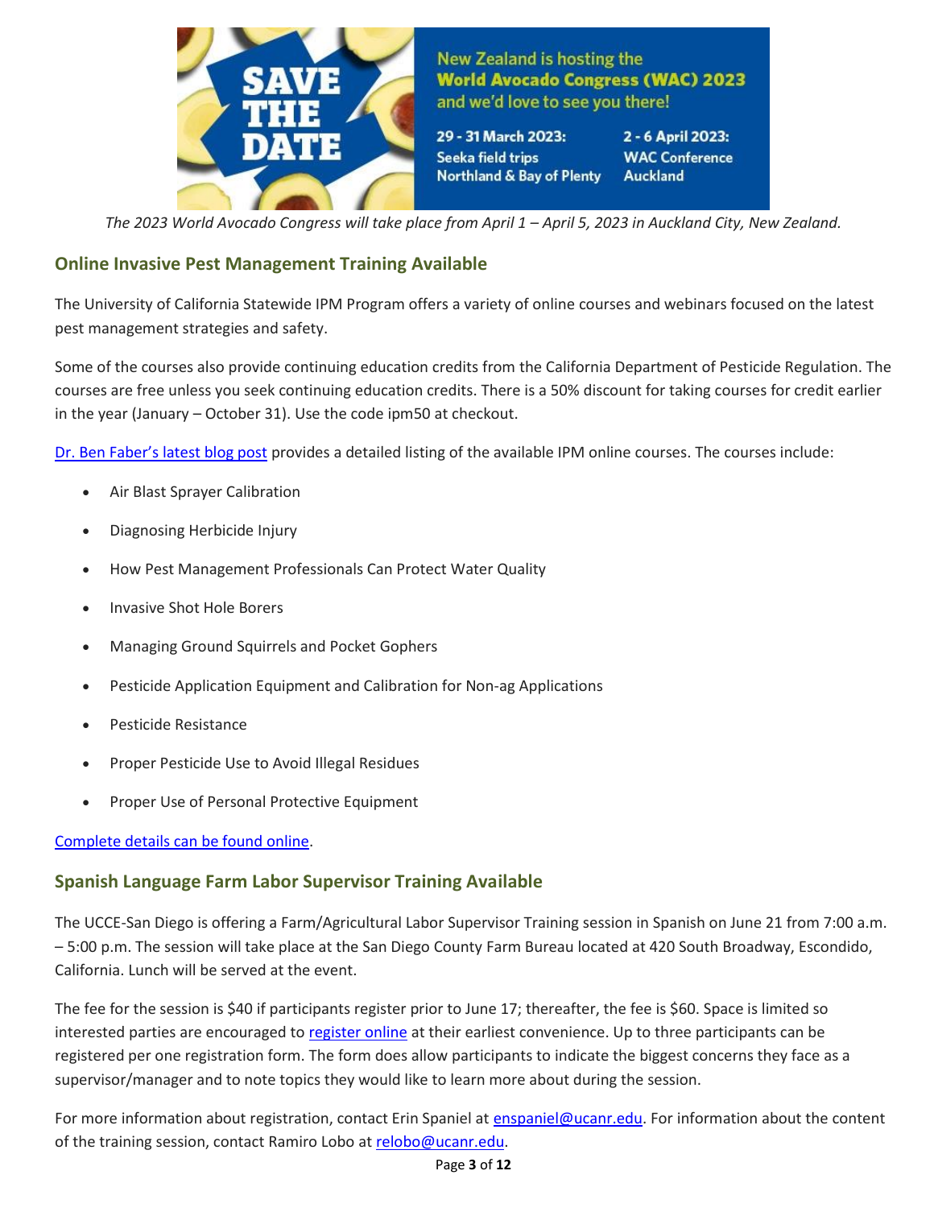*The 2023 World Avocado Congress will take place from April 1 – April 5, 2023 in Auckland City, New Zealand.*

## Online Invasive Pest Management Training Available

The University of California Statewide IPM Program offers a variety of online courses and webinars focused on the latest pest management strategies and safety.

Some of the courses also provide continuing education credits from the California Department of Pesticide Regulation. The courses are free unless you seek continuing education credits. There is a 50% discount for taking courses for credit earlier in the year (January – October 31). Use the code ipm50 at checkout.

[Dr. Ben Faber's latest blog post](#) provides a detailed listing of the available IPM online courses. The courses include:

- Air Blast Sprayer Calibration
- Diagnosing Herbicide Injury
- How Pest Management Professionals Can Protect Water Quality
- Invasive Shot Hole Borers
- Managing Ground Squirrels and Pocket Gophers
- Pesticide Application Equipment and Calibration for Non-ag Applications
- Pesticide Resistance
- Proper Pesticide Use to Avoid Illegal Residues
- Proper Use of Personal Protective Equipment

[Complete details can be found online](#).

## Spanish Language Farm Labor Supervisor Training Available

The UCCE-San Diego is offering a Farm/Agricultural Labor Supervisor Training session in Spanish on June 21 from 7:00 a.m. – 5:00 p.m. The session will take place at the San Diego County Farm Bureau located at 420 South Broadway, Escondido, California. Lunch will be served at the event.

The fee for the session is $40 if participants register prior to June 17; thereafter, the fee is $60. Space is limited so interested parties are encouraged to [register online](#) at their earliest convenience. Up to three participants can be registered per one registration form. The form does allow participants to indicate the biggest concerns they face as a supervisor/manager and to note topics they would like to learn more about during the session.

For more information about registration, contact Erin Spaniel at enspaniel@ucanr.edu. For information about the content of the training session, contact Ramiro Lobo at relobo@ucanr.edu.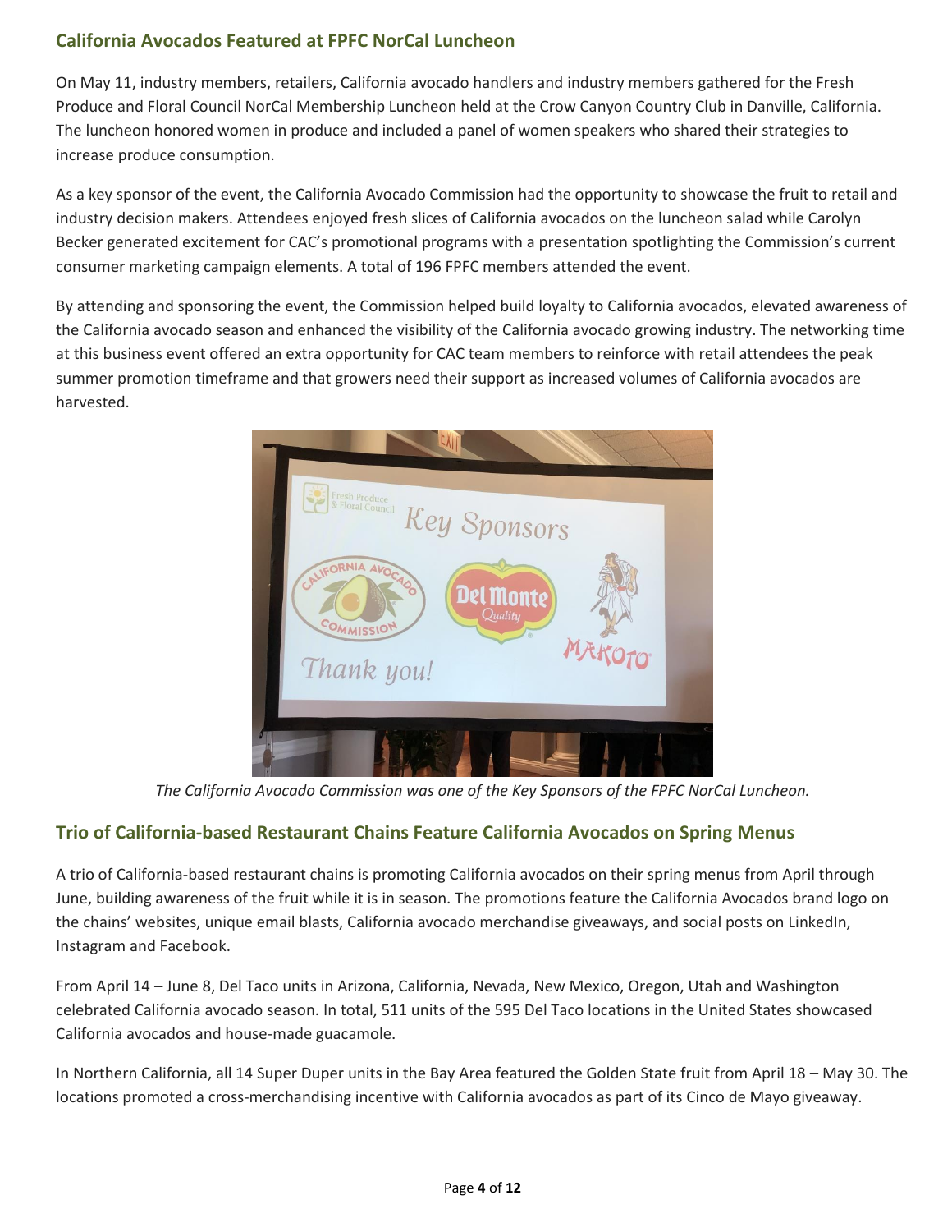## California Avocados Featured at FPFC NorCal Luncheon

On May 11, industry members, retailers, California avocado handlers and industry members gathered for the Fresh Produce and Floral Council NorCal Membership Luncheon held at the Crow Canyon Country Club in Danville, California. The luncheon honored women in produce and included a panel of women speakers who shared their strategies to increase produce consumption.

As a key sponsor of the event, the California Avocado Commission had the opportunity to showcase the fruit to retail and industry decision makers. Attendees enjoyed fresh slices of California avocados on the luncheon salad while Carolyn Becker generated excitement for CAC's promotional programs with a presentation spotlighting the Commission's current consumer marketing campaign elements. A total of 196 FPFC members attended the event.

By attending and sponsoring the event, the Commission helped build loyalty to California avocados, elevated awareness of the California avocado season and enhanced the visibility of the California avocado growing industry. The networking time at this business event offered an extra opportunity for CAC team members to reinforce with retail attendees the peak summer promotion timeframe and that growers need their support as increased volumes of California avocados are harvested.

*The California Avocado Commission was one of the Key Sponsors of the FPFC NorCal Luncheon.*

## Trio of California-based Restaurant Chains Feature California Avocados on Spring Menus

A trio of California-based restaurant chains is promoting California avocados on their spring menus from April through June, building awareness of the fruit while it is in season. The promotions feature the California Avocados brand logo on the chains' websites, unique email blasts, California avocado merchandise giveaways, and social posts on LinkedIn, Instagram and Facebook.

From April 14 – June 8, Del Taco units in Arizona, California, Nevada, New Mexico, Oregon, Utah and Washington celebrated California avocado season. In total, 511 units of the 595 Del Taco locations in the United States showcased California avocados and house-made guacamole.

In Northern California, all 14 Super Duper units in the Bay Area featured the Golden State fruit from April 18 – May 30. The locations promoted a cross-merchandising incentive with California avocados as part of its Cinco de Mayo giveaway.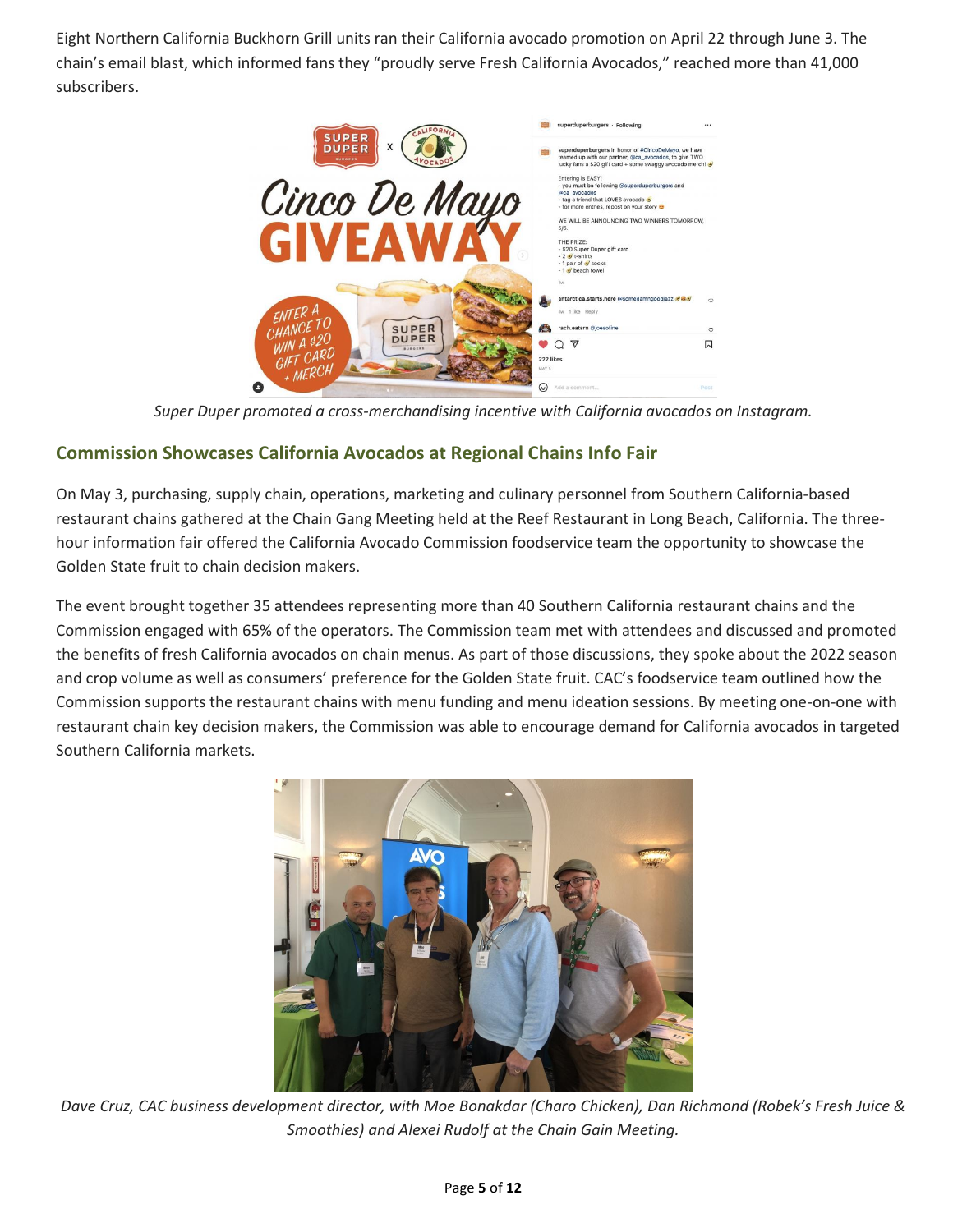Eight Northern California Buckhorn Grill units ran their California avocado promotion on April 22 through June 3. The chain's email blast, which informed fans they "proudly serve Fresh California Avocados," reached more than 41,000 subscribers.

*Super Duper promoted a cross-merchandising incentive with California avocados on Instagram.*

## Commission Showcases California Avocados at Regional Chains Info Fair

On May 3, purchasing, supply chain, operations, marketing and culinary personnel from Southern California-based restaurant chains gathered at the Chain Gang Meeting held at the Reef Restaurant in Long Beach, California. The three-hour information fair offered the California Avocado Commission foodservice team the opportunity to showcase the Golden State fruit to chain decision makers.

The event brought together 35 attendees representing more than 40 Southern California restaurant chains and the Commission engaged with 65% of the operators. The Commission team met with attendees and discussed and promoted the benefits of fresh California avocados on chain menus. As part of those discussions, they spoke about the 2022 season and crop volume as well as consumers' preference for the Golden State fruit. CAC's foodservice team outlined how the Commission supports the restaurant chains with menu funding and menu ideation sessions. By meeting one-on-one with restaurant chain key decision makers, the Commission was able to encourage demand for California avocados in targeted Southern California markets.

*Dave Cruz, CAC business development director, with Moe Bonakdar (Charo Chicken), Dan Richmond (Robek's Fresh Juice & Smoothies) and Alexei Rudolf at the Chain Gain Meeting.*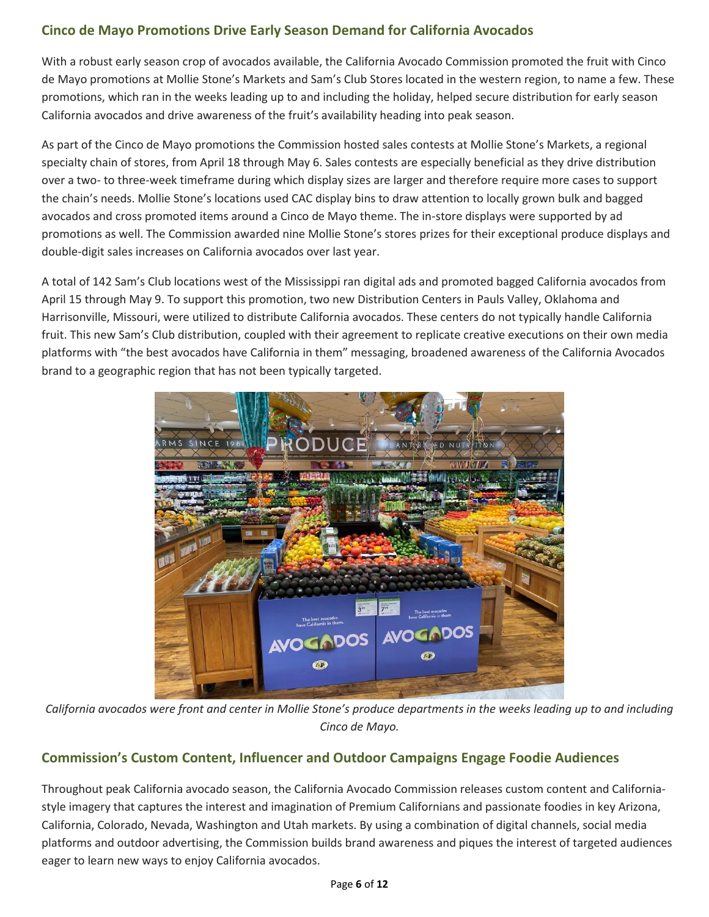## Cinco de Mayo Promotions Drive Early Season Demand for California Avocados

With a robust early season crop of avocados available, the California Avocado Commission promoted the fruit with Cinco de Mayo promotions at Mollie Stone's Markets and Sam's Club Stores located in the western region, to name a few. These promotions, which ran in the weeks leading up to and including the holiday, helped secure distribution for early season California avocados and drive awareness of the fruit's availability heading into peak season.

As part of the Cinco de Mayo promotions the Commission hosted sales contests at Mollie Stone's Markets, a regional specialty chain of stores, from April 18 through May 6. Sales contests are especially beneficial as they drive distribution over a two- to three-week timeframe during which display sizes are larger and therefore require more cases to support the chain's needs. Mollie Stone's locations used CAC display bins to draw attention to locally grown bulk and bagged avocados and cross promoted items around a Cinco de Mayo theme. The in-store displays were supported by ad promotions as well. The Commission awarded nine Mollie Stone's stores prizes for their exceptional produce displays and double-digit sales increases on California avocados over last year.

A total of 142 Sam's Club locations west of the Mississippi ran digital ads and promoted bagged California avocados from April 15 through May 9. To support this promotion, two new Distribution Centers in Pauls Valley, Oklahoma and Harrisonville, Missouri, were utilized to distribute California avocados. These centers do not typically handle California fruit. This new Sam's Club distribution, coupled with their agreement to replicate creative executions on their own media platforms with "the best avocados have California in them" messaging, broadened awareness of the California Avocados brand to a geographic region that has not been typically targeted.

*California avocados were front and center in Mollie Stone's produce departments in the weeks leading up to and including Cinco de Mayo.*

## Commission's Custom Content, Influencer and Outdoor Campaigns Engage Foodie Audiences

Throughout peak California avocado season, the California Avocado Commission releases custom content and California-style imagery that captures the interest and imagination of Premium Californians and passionate foodies in key Arizona, California, Colorado, Nevada, Washington and Utah markets. By using a combination of digital channels, social media platforms and outdoor advertising, the Commission builds brand awareness and piques the interest of targeted audiences eager to learn new ways to enjoy California avocados.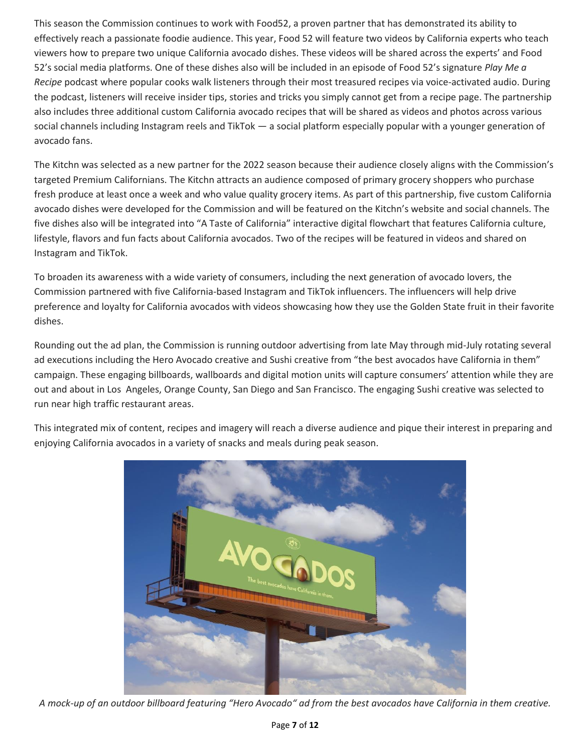This season the Commission continues to work with Food52, a proven partner that has demonstrated its ability to effectively reach a passionate foodie audience. This year, Food 52 will feature two videos by California experts who teach viewers how to prepare two unique California avocado dishes. These videos will be shared across the experts' and Food 52's social media platforms. One of these dishes also will be included in an episode of Food 52's signature *Play Me a Recipe* podcast where popular cooks walk listeners through their most treasured recipes via voice-activated audio. During the podcast, listeners will receive insider tips, stories and tricks you simply cannot get from a recipe page. The partnership also includes three additional custom California avocado recipes that will be shared as videos and photos across various social channels including Instagram reels and TikTok — a social platform especially popular with a younger generation of avocado fans.

The Kitchn was selected as a new partner for the 2022 season because their audience closely aligns with the Commission's targeted Premium Californians. The Kitchn attracts an audience composed of primary grocery shoppers who purchase fresh produce at least once a week and who value quality grocery items. As part of this partnership, five custom California avocado dishes were developed for the Commission and will be featured on the Kitchn's website and social channels. The five dishes also will be integrated into "A Taste of California" interactive digital flowchart that features California culture, lifestyle, flavors and fun facts about California avocados. Two of the recipes will be featured in videos and shared on Instagram and TikTok.

To broaden its awareness with a wide variety of consumers, including the next generation of avocado lovers, the Commission partnered with five California-based Instagram and TikTok influencers. The influencers will help drive preference and loyalty for California avocados with videos showcasing how they use the Golden State fruit in their favorite dishes.

Rounding out the ad plan, the Commission is running outdoor advertising from late May through mid-July rotating several ad executions including the Hero Avocado creative and Sushi creative from "the best avocados have California in them" campaign. These engaging billboards, wallboards and digital motion units will capture consumers' attention while they are out and about in Los Angeles, Orange County, San Diego and San Francisco. The engaging Sushi creative was selected to run near high traffic restaurant areas.

This integrated mix of content, recipes and imagery will reach a diverse audience and pique their interest in preparing and enjoying California avocados in a variety of snacks and meals during peak season.

*A mock-up of an outdoor billboard featuring "Hero Avocado" ad from the best avocados have California in them creative.*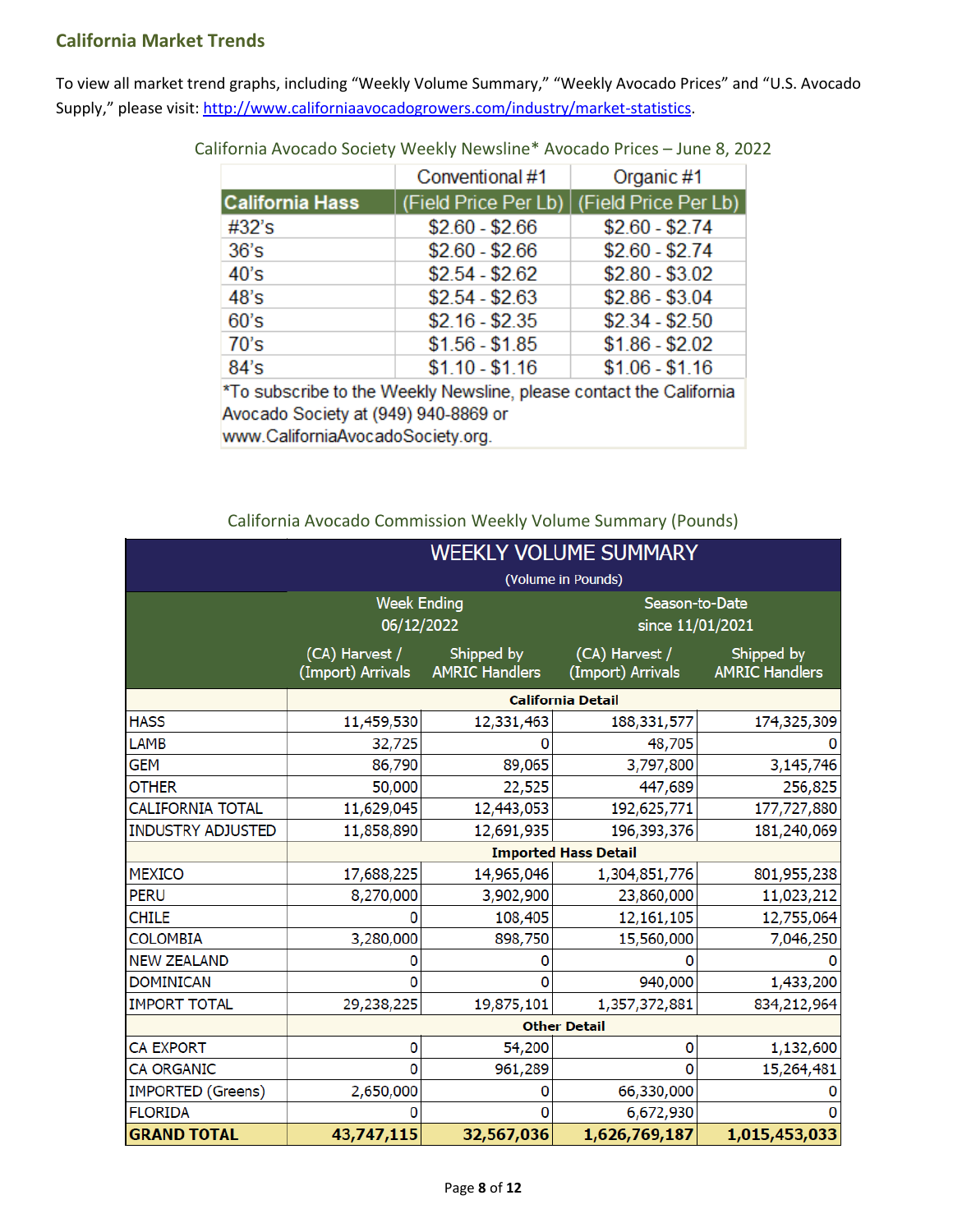## California Market Trends

To view all market trend graphs, including "Weekly Volume Summary," "Weekly Avocado Prices" and "U.S. Avocado Supply," please visit: [http://www.californiaavocadogrowers.com/industry/market-statistics](http://www.californiaavocadogrowers.com/industry/market-statistics).

California Avocado Society Weekly Newsline* Avocado Prices – June 8, 2022

| California Hass | Conventional #1 (Field Price Per Lb) | Organic #1 (Field Price Per Lb) |
|---|---|---|
| #32's | $2.60 - $2.66 | $2.60 - $2.74 |
| 36's | $2.60 - $2.66 | $2.60 - $2.74 |
| 40's | $2.54 - $2.62 | $2.80 - $3.02 |
| 48's | $2.54 - $2.63 | $2.86 - $3.04 |
| 60's | $2.16 - $2.35 | $2.34 - $2.50 |
| 70's | $1.56 - $1.85 | $1.86 - $2.02 |
| 84's | $1.10 - $1.16 | $1.06 - $1.16 |

*To subscribe to the Weekly Newsline, please contact the California Avocado Society at (949) 940-8869 or www.CaliforniaAvocadoSociety.org.

California Avocado Commission Weekly Volume Summary (Pounds)

| WEEKLY VOLUME SUMMARY (Volume in Pounds) | Week Ending 06/12/2022 | | Season-to-Date since 11/01/2021 | |
|---|---|---|---|---|
| | (CA) Harvest / (Import) Arrivals | Shipped by AMRIC Handlers | (CA) Harvest / (Import) Arrivals | Shipped by AMRIC Handlers |
| **California Detail** | | | | |
| HASS | 11,459,530 | 12,331,463 | 188,331,577 | 174,325,309 |
| LAMB | 32,725 | 0 | 48,705 | 0 |
| GEM | 86,790 | 89,065 | 3,797,800 | 3,145,746 |
| OTHER | 50,000 | 22,525 | 447,689 | 256,825 |
| CALIFORNIA TOTAL | 11,629,045 | 12,443,053 | 192,625,771 | 177,727,880 |
| INDUSTRY ADJUSTED | 11,858,890 | 12,691,935 | 196,393,376 | 181,240,069 |
| **Imported Hass Detail** | | | | |
| MEXICO | 17,688,225 | 14,965,046 | 1,304,851,776 | 801,955,238 |
| PERU | 8,270,000 | 3,902,900 | 23,860,000 | 11,023,212 |
| CHILE | 0 | 108,405 | 12,161,105 | 12,755,064 |
| COLOMBIA | 3,280,000 | 898,750 | 15,560,000 | 7,046,250 |
| NEW ZEALAND | 0 | 0 | 0 | 0 |
| DOMINICAN | 0 | 0 | 940,000 | 1,433,200 |
| IMPORT TOTAL | 29,238,225 | 19,875,101 | 1,357,372,881 | 834,212,964 |
| **Other Detail** | | | | |
| CA EXPORT | 0 | 54,200 | 0 | 1,132,600 |
| CA ORGANIC | 0 | 961,289 | 0 | 15,264,481 |
| IMPORTED (Greens) | 2,650,000 | 0 | 66,330,000 | 0 |
| FLORIDA | 0 | 0 | 6,672,930 | 0 |
| **GRAND TOTAL** | **43,747,115** | **32,567,036** | **1,626,769,187** | **1,015,453,033** |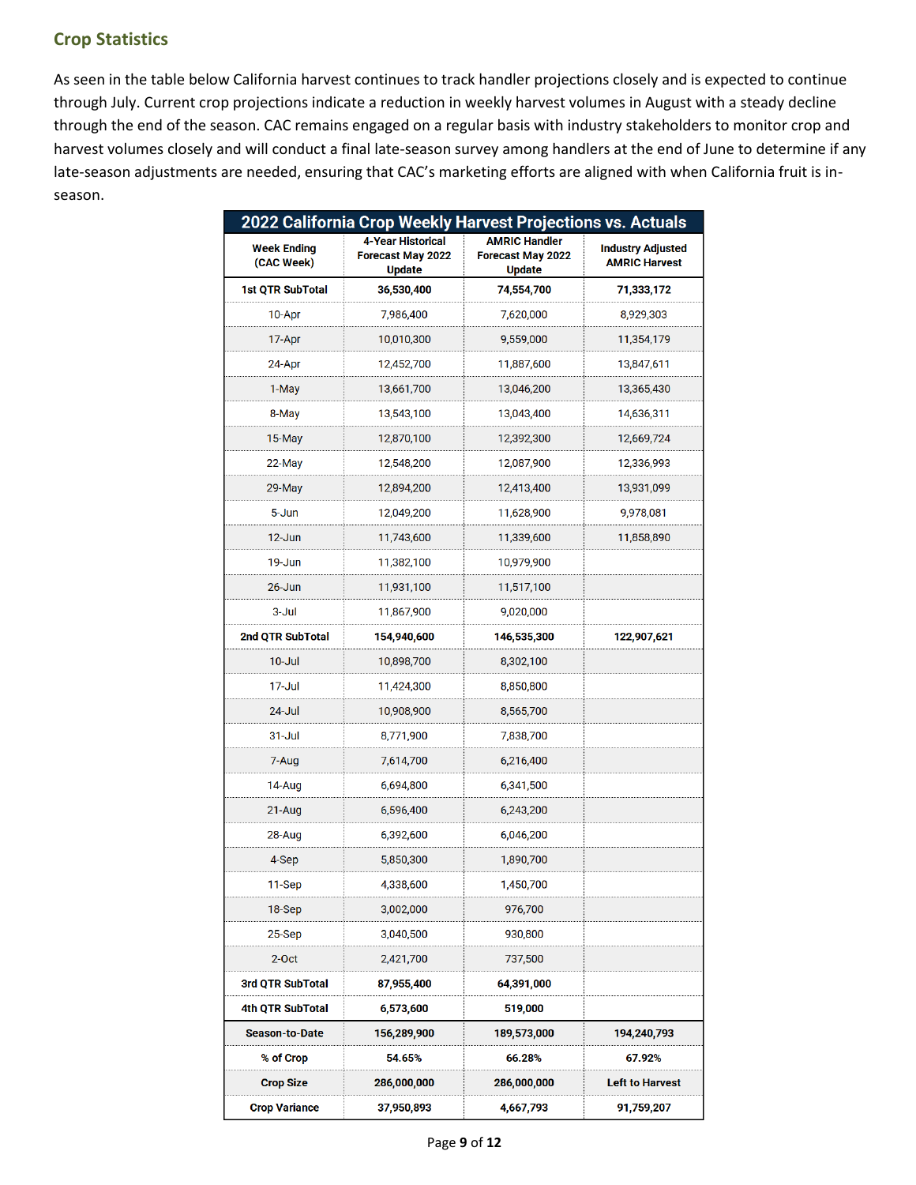## Crop Statistics

As seen in the table below California harvest continues to track handler projections closely and is expected to continue through July. Current crop projections indicate a reduction in weekly harvest volumes in August with a steady decline through the end of the season. CAC remains engaged on a regular basis with industry stakeholders to monitor crop and harvest volumes closely and will conduct a final late-season survey among handlers at the end of June to determine if any late-season adjustments are needed, ensuring that CAC's marketing efforts are aligned with when California fruit is in-season.

**2022 California Crop Weekly Harvest Projections vs. Actuals**

| Week Ending (CAC Week) | 4-Year Historical Forecast May 2022 Update | AMRIC Handler Forecast May 2022 Update | Industry Adjusted AMRIC Harvest |
|---|---|---|---|
| **1st QTR SubTotal** | **36,530,400** | **74,554,700** | **71,333,172** |
| 10-Apr | 7,986,400 | 7,620,000 | 8,929,303 |
| 17-Apr | 10,010,300 | 9,559,000 | 11,354,179 |
| 24-Apr | 12,452,700 | 11,887,600 | 13,847,611 |
| 1-May | 13,661,700 | 13,046,200 | 13,365,430 |
| 8-May | 13,543,100 | 13,043,400 | 14,636,311 |
| 15-May | 12,870,100 | 12,392,300 | 12,669,724 |
| 22-May | 12,548,200 | 12,087,900 | 12,336,993 |
| 29-May | 12,894,200 | 12,413,400 | 13,931,099 |
| 5-Jun | 12,049,200 | 11,628,900 | 9,978,081 |
| 12-Jun | 11,743,600 | 11,339,600 | 11,858,890 |
| 19-Jun | 11,382,100 | 10,979,900 | |
| 26-Jun | 11,931,100 | 11,517,100 | |
| 3-Jul | 11,867,900 | 9,020,000 | |
| **2nd QTR SubTotal** | **154,940,600** | **146,535,300** | **122,907,621** |
| 10-Jul | 10,898,700 | 8,302,100 | |
| 17-Jul | 11,424,300 | 8,850,800 | |
| 24-Jul | 10,908,900 | 8,565,700 | |
| 31-Jul | 8,771,900 | 7,838,700 | |
| 7-Aug | 7,614,700 | 6,216,400 | |
| 14-Aug | 6,694,800 | 6,341,500 | |
| 21-Aug | 6,596,400 | 6,243,200 | |
| 28-Aug | 6,392,600 | 6,046,200 | |
| 4-Sep | 5,850,300 | 1,890,700 | |
| 11-Sep | 4,338,600 | 1,450,700 | |
| 18-Sep | 3,002,000 | 976,700 | |
| 25-Sep | 3,040,500 | 930,800 | |
| 2-Oct | 2,421,700 | 737,500 | |
| **3rd QTR SubTotal** | **87,955,400** | **64,391,000** | |
| **4th QTR SubTotal** | **6,573,600** | **519,000** | |
| **Season-to-Date** | **156,289,900** | **189,573,000** | **194,240,793** |
| **% of Crop** | **54.65%** | **66.28%** | **67.92%** |
| **Crop Size** | **286,000,000** | **286,000,000** | **Left to Harvest** |
| **Crop Variance** | **37,950,893** | **4,667,793** | **91,759,207** |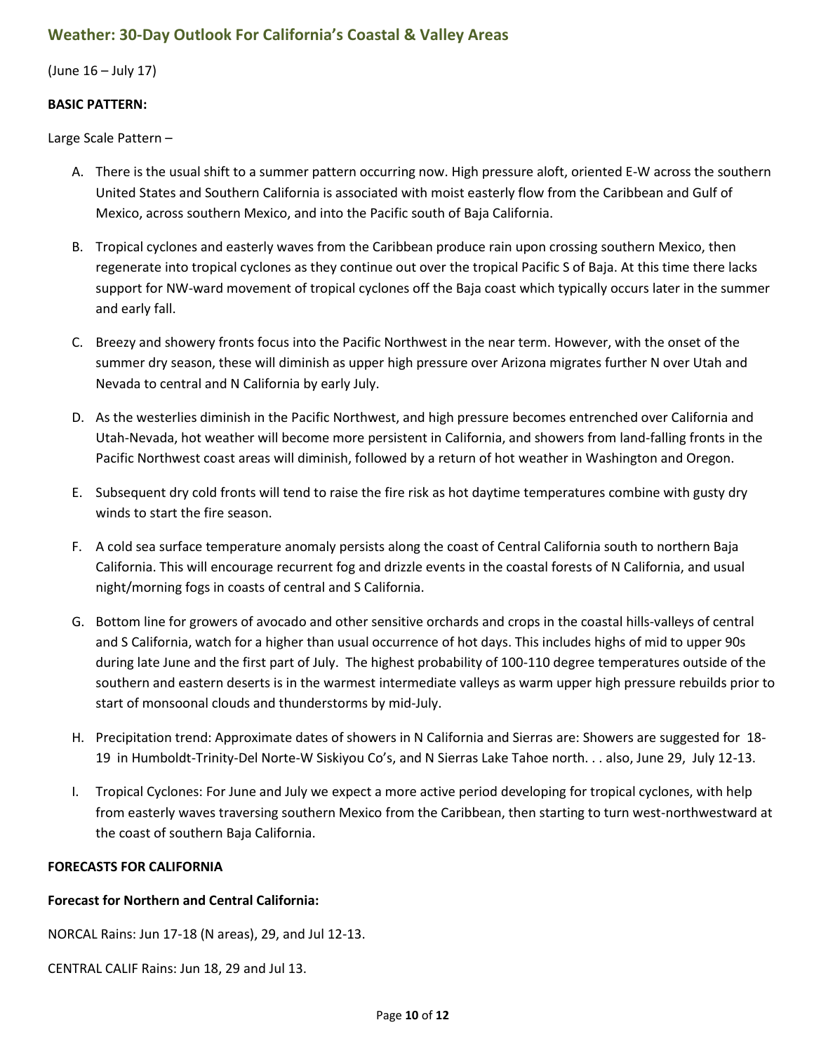## Weather: 30-Day Outlook For California's Coastal & Valley Areas

(June 16 – July 17)

**BASIC PATTERN:**

Large Scale Pattern –

A. There is the usual shift to a summer pattern occurring now. High pressure aloft, oriented E-W across the southern United States and Southern California is associated with moist easterly flow from the Caribbean and Gulf of Mexico, across southern Mexico, and into the Pacific south of Baja California.

B. Tropical cyclones and easterly waves from the Caribbean produce rain upon crossing southern Mexico, then regenerate into tropical cyclones as they continue out over the tropical Pacific S of Baja. At this time there lacks support for NW-ward movement of tropical cyclones off the Baja coast which typically occurs later in the summer and early fall.

C. Breezy and showery fronts focus into the Pacific Northwest in the near term. However, with the onset of the summer dry season, these will diminish as upper high pressure over Arizona migrates further N over Utah and Nevada to central and N California by early July.

D. As the westerlies diminish in the Pacific Northwest, and high pressure becomes entrenched over California and Utah-Nevada, hot weather will become more persistent in California, and showers from land-falling fronts in the Pacific Northwest coast areas will diminish, followed by a return of hot weather in Washington and Oregon.

E. Subsequent dry cold fronts will tend to raise the fire risk as hot daytime temperatures combine with gusty dry winds to start the fire season.

F. A cold sea surface temperature anomaly persists along the coast of Central California south to northern Baja California. This will encourage recurrent fog and drizzle events in the coastal forests of N California, and usual night/morning fogs in coasts of central and S California.

G. Bottom line for growers of avocado and other sensitive orchards and crops in the coastal hills-valleys of central and S California, watch for a higher than usual occurrence of hot days. This includes highs of mid to upper 90s during late June and the first part of July. The highest probability of 100-110 degree temperatures outside of the southern and eastern deserts is in the warmest intermediate valleys as warm upper high pressure rebuilds prior to start of monsoonal clouds and thunderstorms by mid-July.

H. Precipitation trend: Approximate dates of showers in N California and Sierras are: Showers are suggested for 18-19 in Humboldt-Trinity-Del Norte-W Siskiyou Co's, and N Sierras Lake Tahoe north. . . also, June 29, July 12-13.

I. Tropical Cyclones: For June and July we expect a more active period developing for tropical cyclones, with help from easterly waves traversing southern Mexico from the Caribbean, then starting to turn west-northwestward at the coast of southern Baja California.

**FORECASTS FOR CALIFORNIA**

**Forecast for Northern and Central California:**

NORCAL Rains: Jun 17-18 (N areas), 29, and Jul 12-13.

CENTRAL CALIF Rains: Jun 18, 29 and Jul 13.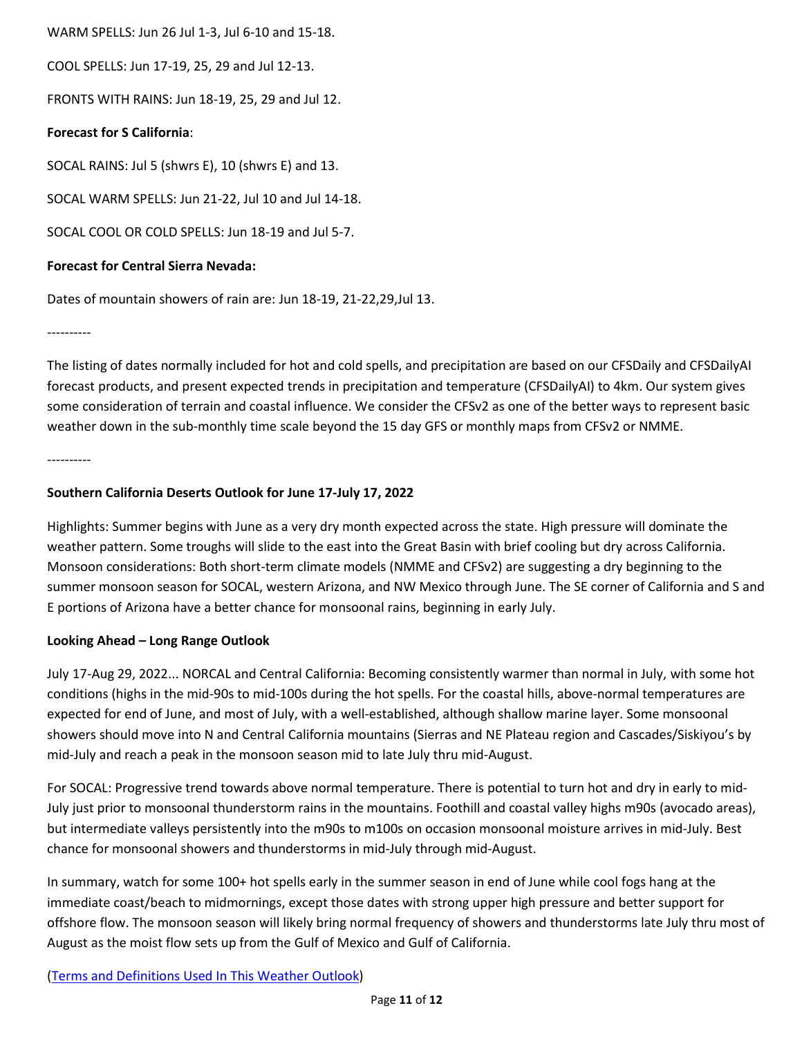WARM SPELLS: Jun 26 Jul 1-3, Jul 6-10 and 15-18.

COOL SPELLS: Jun 17-19, 25, 29 and Jul 12-13.

FRONTS WITH RAINS: Jun 18-19, 25, 29 and Jul 12.

**Forecast for S California**:

SOCAL RAINS: Jul 5 (shwrs E), 10 (shwrs E) and 13.

SOCAL WARM SPELLS: Jun 21-22, Jul 10 and Jul 14-18.

SOCAL COOL OR COLD SPELLS: Jun 18-19 and Jul 5-7.

**Forecast for Central Sierra Nevada:**

Dates of mountain showers of rain are: Jun 18-19, 21-22,29,Jul 13.

----------

The listing of dates normally included for hot and cold spells, and precipitation are based on our CFSDaily and CFSDailyAI forecast products, and present expected trends in precipitation and temperature (CFSDailyAI) to 4km. Our system gives some consideration of terrain and coastal influence. We consider the CFSv2 as one of the better ways to represent basic weather down in the sub-monthly time scale beyond the 15 day GFS or monthly maps from CFSv2 or NMME.

----------

**Southern California Deserts Outlook for June 17-July 17, 2022**

Highlights: Summer begins with June as a very dry month expected across the state. High pressure will dominate the weather pattern. Some troughs will slide to the east into the Great Basin with brief cooling but dry across California. Monsoon considerations: Both short-term climate models (NMME and CFSv2) are suggesting a dry beginning to the summer monsoon season for SOCAL, western Arizona, and NW Mexico through June. The SE corner of California and S and E portions of Arizona have a better chance for monsoonal rains, beginning in early July.

**Looking Ahead – Long Range Outlook**

July 17-Aug 29, 2022... NORCAL and Central California: Becoming consistently warmer than normal in July, with some hot conditions (highs in the mid-90s to mid-100s during the hot spells. For the coastal hills, above-normal temperatures are expected for end of June, and most of July, with a well-established, although shallow marine layer. Some monsoonal showers should move into N and Central California mountains (Sierras and NE Plateau region and Cascades/Siskiyou's by mid-July and reach a peak in the monsoon season mid to late July thru mid-August.

For SOCAL: Progressive trend towards above normal temperature. There is potential to turn hot and dry in early to mid-July just prior to monsoonal thunderstorm rains in the mountains. Foothill and coastal valley highs m90s (avocado areas), but intermediate valleys persistently into the m90s to m100s on occasion monsoonal moisture arrives in mid-July. Best chance for monsoonal showers and thunderstorms in mid-July through mid-August.

In summary, watch for some 100+ hot spells early in the summer season in end of June while cool fogs hang at the immediate coast/beach to midmornings, except those dates with strong upper high pressure and better support for offshore flow. The monsoon season will likely bring normal frequency of showers and thunderstorms late July thru most of August as the moist flow sets up from the Gulf of Mexico and Gulf of California.

([Terms and Definitions Used In This Weather Outlook])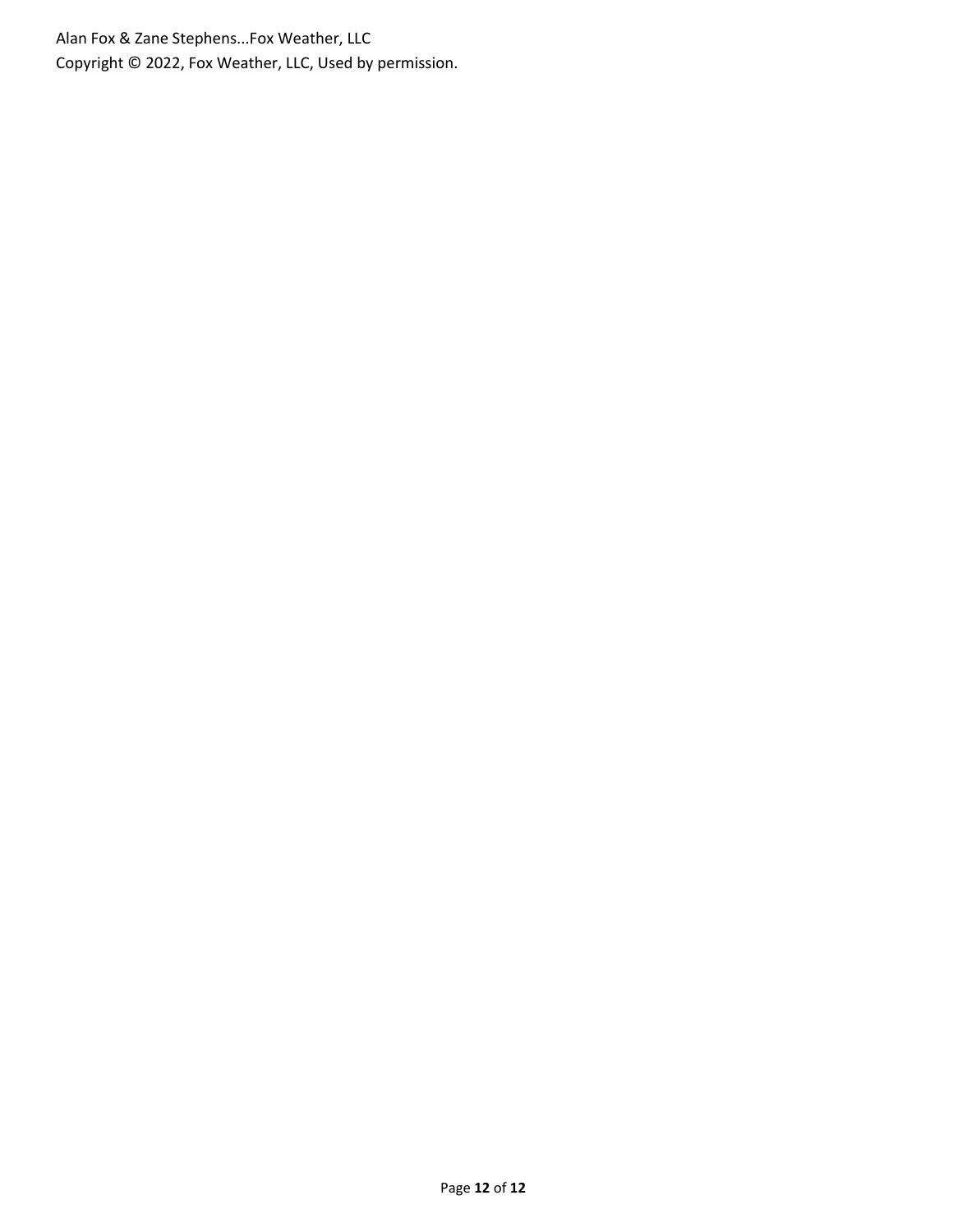Alan Fox & Zane Stephens...Fox Weather, LLC
Copyright © 2022, Fox Weather, LLC, Used by permission.